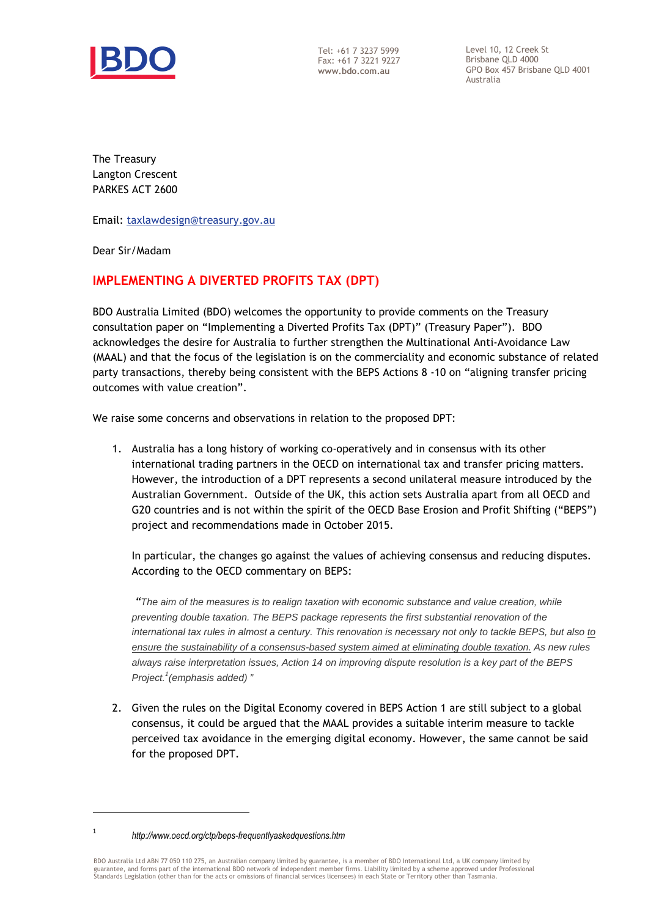Tel: +61 7 3237 5999
Fax: +61 7 3221 9227
**www.bdo.com.au**

Level 10, 12 Creek St
Brisbane QLD 4000
GPO Box 457 Brisbane QLD 4001
Australia

The Treasury
Langton Crescent
PARKES ACT 2600

Email: taxlawdesign@treasury.gov.au

Dear Sir/Madam

## IMPLEMENTING A DIVERTED PROFITS TAX (DPT)

BDO Australia Limited (BDO) welcomes the opportunity to provide comments on the Treasury consultation paper on "Implementing a Diverted Profits Tax (DPT)" (Treasury Paper"). BDO acknowledges the desire for Australia to further strengthen the Multinational Anti-Avoidance Law (MAAL) and that the focus of the legislation is on the commerciality and economic substance of related party transactions, thereby being consistent with the BEPS Actions 8 -10 on "aligning transfer pricing outcomes with value creation".

We raise some concerns and observations in relation to the proposed DPT:

1. Australia has a long history of working co-operatively and in consensus with its other international trading partners in the OECD on international tax and transfer pricing matters. However, the introduction of a DPT represents a second unilateral measure introduced by the Australian Government. Outside of the UK, this action sets Australia apart from all OECD and G20 countries and is not within the spirit of the OECD Base Erosion and Profit Shifting ("BEPS") project and recommendations made in October 2015.

   In particular, the changes go against the values of achieving consensus and reducing disputes. According to the OECD commentary on BEPS:

   > "*The aim of the measures is to realign taxation with economic substance and value creation, while preventing double taxation. The BEPS package represents the first substantial renovation of the international tax rules in almost a century. This renovation is necessary not only to tackle BEPS, but also <u>to ensure the sustainability of a consensus-based system aimed at eliminating double taxation.</u> As new rules always raise interpretation issues, Action 14 on improving dispute resolution is a key part of the BEPS Project.*[1] *(emphasis added)* "

2. Given the rules on the Digital Economy covered in BEPS Action 1 are still subject to a global consensus, it could be argued that the MAAL provides a suitable interim measure to tackle perceived tax avoidance in the emerging digital economy. However, the same cannot be said for the proposed DPT.

---

[1] *http://www.oecd.org/ctp/beps-frequentlyaskedquestions.htm*

BDO Australia Ltd ABN 77 050 110 275, an Australian company limited by guarantee, is a member of BDO International Ltd, a UK company limited by guarantee, and forms part of the international BDO network of independent member firms. Liability limited by a scheme approved under Professional Standards Legislation (other than for the acts or omissions of financial services licensees) in each State or Territory other than Tasmania.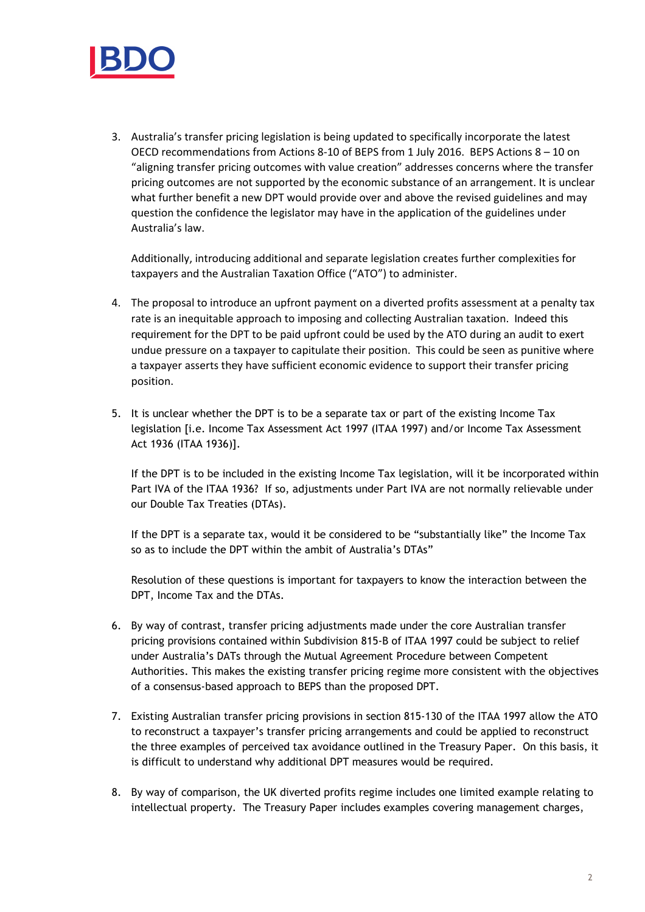3. Australia's transfer pricing legislation is being updated to specifically incorporate the latest OECD recommendations from Actions 8-10 of BEPS from 1 July 2016. BEPS Actions 8 – 10 on "aligning transfer pricing outcomes with value creation" addresses concerns where the transfer pricing outcomes are not supported by the economic substance of an arrangement. It is unclear what further benefit a new DPT would provide over and above the revised guidelines and may question the confidence the legislator may have in the application of the guidelines under Australia's law.

   Additionally, introducing additional and separate legislation creates further complexities for taxpayers and the Australian Taxation Office ("ATO") to administer.

4. The proposal to introduce an upfront payment on a diverted profits assessment at a penalty tax rate is an inequitable approach to imposing and collecting Australian taxation. Indeed this requirement for the DPT to be paid upfront could be used by the ATO during an audit to exert undue pressure on a taxpayer to capitulate their position. This could be seen as punitive where a taxpayer asserts they have sufficient economic evidence to support their transfer pricing position.

5. It is unclear whether the DPT is to be a separate tax or part of the existing Income Tax legislation [i.e. Income Tax Assessment Act 1997 (ITAA 1997) and/or Income Tax Assessment Act 1936 (ITAA 1936)].

   If the DPT is to be included in the existing Income Tax legislation, will it be incorporated within Part IVA of the ITAA 1936? If so, adjustments under Part IVA are not normally relievable under our Double Tax Treaties (DTAs).

   If the DPT is a separate tax, would it be considered to be "substantially like" the Income Tax so as to include the DPT within the ambit of Australia's DTAs"

   Resolution of these questions is important for taxpayers to know the interaction between the DPT, Income Tax and the DTAs.

6. By way of contrast, transfer pricing adjustments made under the core Australian transfer pricing provisions contained within Subdivision 815-B of ITAA 1997 could be subject to relief under Australia's DATs through the Mutual Agreement Procedure between Competent Authorities. This makes the existing transfer pricing regime more consistent with the objectives of a consensus-based approach to BEPS than the proposed DPT.

7. Existing Australian transfer pricing provisions in section 815-130 of the ITAA 1997 allow the ATO to reconstruct a taxpayer's transfer pricing arrangements and could be applied to reconstruct the three examples of perceived tax avoidance outlined in the Treasury Paper. On this basis, it is difficult to understand why additional DPT measures would be required.

8. By way of comparison, the UK diverted profits regime includes one limited example relating to intellectual property. The Treasury Paper includes examples covering management charges,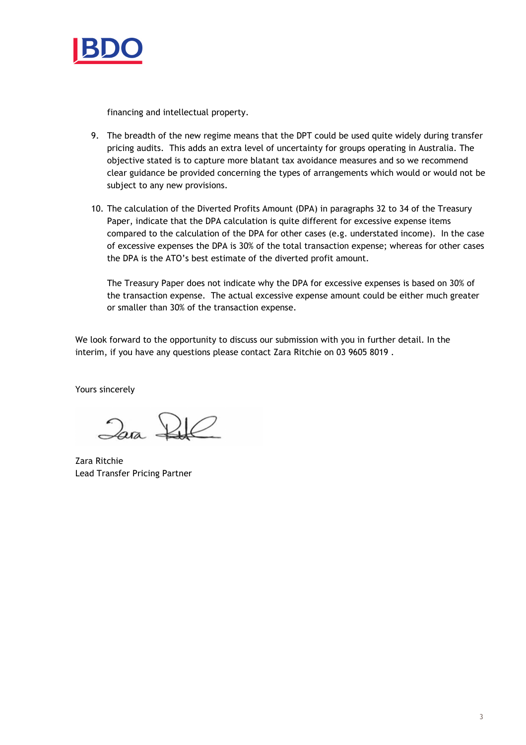financing and intellectual property.

9. The breadth of the new regime means that the DPT could be used quite widely during transfer pricing audits. This adds an extra level of uncertainty for groups operating in Australia. The objective stated is to capture more blatant tax avoidance measures and so we recommend clear guidance be provided concerning the types of arrangements which would or would not be subject to any new provisions.

10. The calculation of the Diverted Profits Amount (DPA) in paragraphs 32 to 34 of the Treasury Paper, indicate that the DPA calculation is quite different for excessive expense items compared to the calculation of the DPA for other cases (e.g. understated income). In the case of excessive expenses the DPA is 30% of the total transaction expense; whereas for other cases the DPA is the ATO's best estimate of the diverted profit amount.

    The Treasury Paper does not indicate why the DPA for excessive expenses is based on 30% of the transaction expense. The actual excessive expense amount could be either much greater or smaller than 30% of the transaction expense.

We look forward to the opportunity to discuss our submission with you in further detail. In the interim, if you have any questions please contact Zara Ritchie on 03 9605 8019 .

Yours sincerely

Zara Ritchie
Lead Transfer Pricing Partner